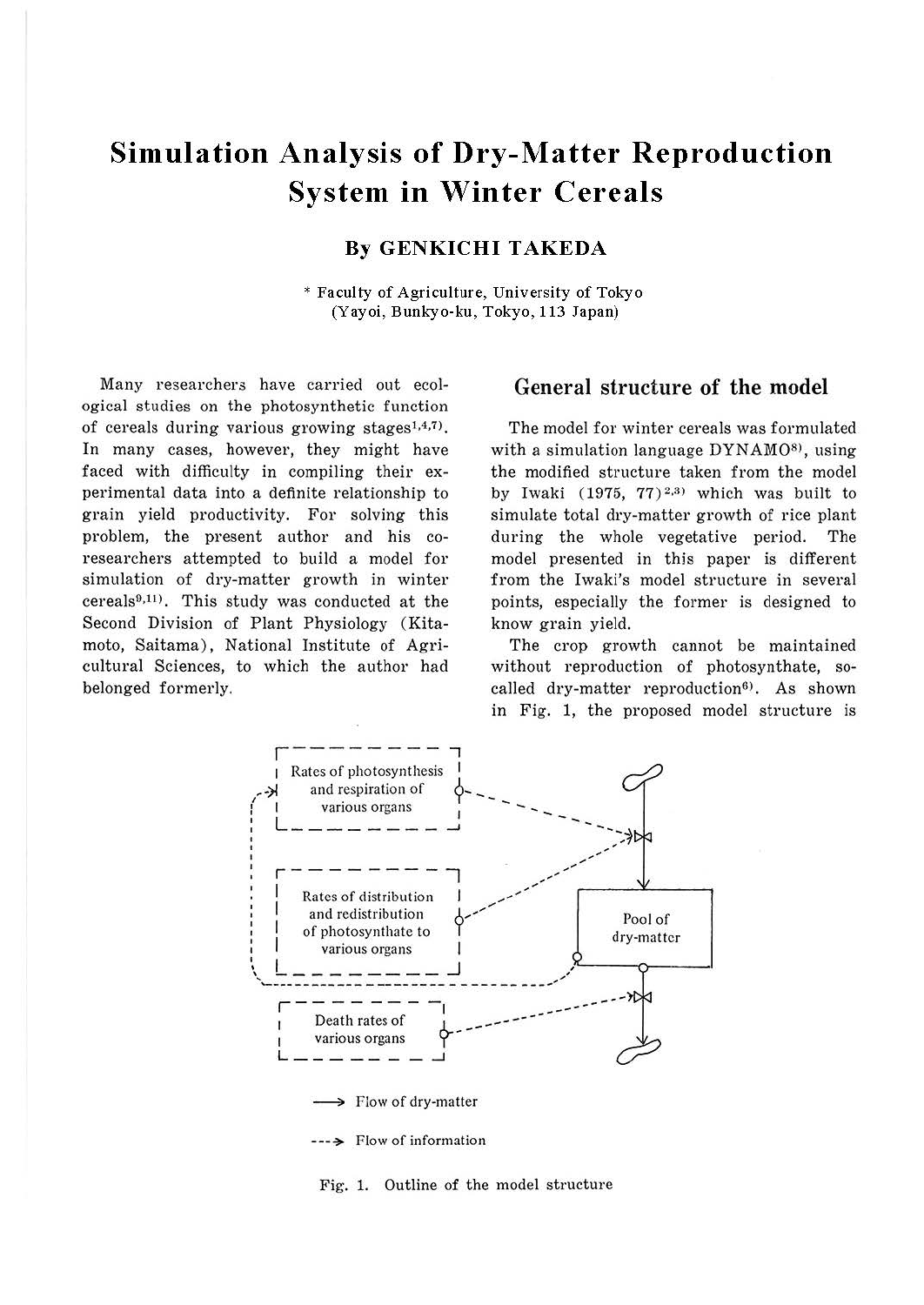# Simulation Analysis of Dry-Matter Reproduction System in Winter Cereals

**By GENKICHI TAKEDA**

\* Faculty of Agriculture, University of Tokyo (Yayoi, Bunkyo-ku, Tokyo, 113 Japan)

Many researchers have carried out ecological studies on the photosynthetic function of cereals during various growing stages[1,4,7]. In many cases, however, they might have faced with difficulty in compiling their experimental data into a definite relationship to grain yield productivity. For solving this problem, the present author and his co-researchers attempted to build a model for simulation of dry-matter growth in winter cereals[9,11]. This study was conducted at the Second Division of Plant Physiology (Kitamoto, Saitama), National Institute of Agricultural Sciences, to which the author had belonged formerly.

## General structure of the model

The model for winter cereals was formulated with a simulation language DYNAMO[8], using the modified structure taken from the model by Iwaki (1975, 77)[2,3] which was built to simulate total dry-matter growth of rice plant during the whole vegetative period. The model presented in this paper is different from the Iwaki's model structure in several points, especially the former is designed to know grain yield.

The crop growth cannot be maintained without reproduction of photosynthate, so-called dry-matter reproduction[6]. As shown in Fig. 1, the proposed model structure is

Rates of photosynthesis and respiration of various organs

Rates of distribution and redistribution of photosynthate to various organs

Pool of dry-matter

Death rates of various organs

⟶ Flow of dry-matter

- - -> Flow of information

Fig. 1. Outline of the model structure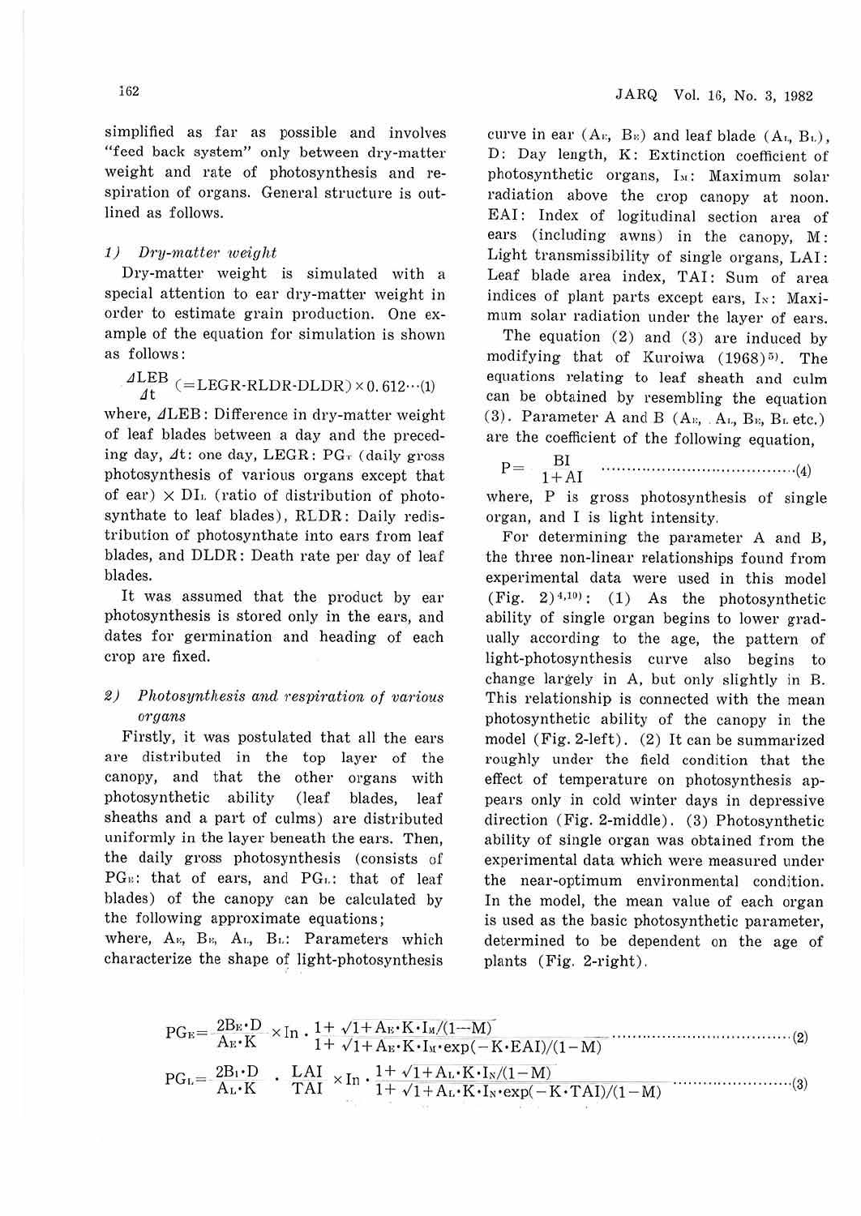simplified as far as possible and involves "feed back system" only between dry-matter weight and rate of photosynthesis and respiration of organs. General structure is outlined as follows.

*1) Dry-matter weight*

Dry-matter weight is simulated with a special attention to ear dry-matter weight in order to estimate grain production. One example of the equation for simulation is shown as follows:

$$\frac{\Delta LEB}{\Delta t}\ (=LEGR\text{-}RLDR\text{-}DLDR)\times 0.612 \cdots(1)$$

where, $\Delta LEB$: Difference in dry-matter weight of leaf blades between a day and the preceding day, $\Delta t$: one day, LEGR: $PG_T$ (daily gross photosynthesis of various organs except that of ear) $\times$ $DI_L$ (ratio of distribution of photosynthate to leaf blades), RLDR: Daily redistribution of photosynthate into ears from leaf blades, and DLDR: Death rate per day of leaf blades.

It was assumed that the product by ear photosynthesis is stored only in the ears, and dates for germination and heading of each crop are fixed.

*2) Photosynthesis and respiration of various organs*

Firstly, it was postulated that all the ears are distributed in the top layer of the canopy, and that the other organs with photosynthetic ability (leaf blades, leaf sheaths and a part of culms) are distributed uniformly in the layer beneath the ears. Then, the daily gross photosynthesis (consists of $PG_E$: that of ears, and $PG_L$: that of leaf blades) of the canopy can be calculated by the following approximate equations;

$$PG_E=\frac{2B_E\cdot D}{A_E\cdot K}\times \ln\cdot\frac{1+\sqrt{1+A_E\cdot K\cdot I_M/(1-M)}}{1+\sqrt{1+A_E\cdot K\cdot I_M\cdot \exp(-K\cdot EAI)/(1-M)}} \cdots\cdots(2)$$

$$PG_L=\frac{2B_L\cdot D}{A_L\cdot K}\cdot\frac{LAI}{TAI}\times \ln\cdot\frac{1+\sqrt{1+A_L\cdot K\cdot I_N/(1-M)}}{1+\sqrt{1+A_L\cdot K\cdot I_N\cdot \exp(-K\cdot TAI)/(1-M)}} \cdots\cdots(3)$$

where, $A_E$, $B_E$, $A_L$, $B_L$: Parameters which characterize the shape of light-photosynthesis curve in ear ($A_E$, $B_E$) and leaf blade ($A_L$, $B_L$), D: Day length, K: Extinction coefficient of photosynthetic organs, $I_M$: Maximum solar radiation above the crop canopy at noon. EAI: Index of logitudinal section area of ears (including awns) in the canopy, M: Light transmissibility of single organs, LAI: Leaf blade area index, TAI: Sum of area indices of plant parts except ears, $I_N$: Maximum solar radiation under the layer of ears.

The equation (2) and (3) are induced by modifying that of Kuroiwa (1968)[5]. The equations relating to leaf sheath and culm can be obtained by resembling the equation (3). Parameter A and B ($A_E$, $A_L$, $B_E$, $B_L$ etc.) are the coefficient of the following equation,

$$P=\frac{BI}{1+AI} \cdots\cdots(4)$$

where, P is gross photosynthesis of single organ, and I is light intensity.

For determining the parameter A and B, the three non-linear relationships found from experimental data were used in this model (Fig. 2)[4,10]: (1) As the photosynthetic ability of single organ begins to lower gradually according to the age, the pattern of light-photosynthesis curve also begins to change largely in A, but only slightly in B. This relationship is connected with the mean photosynthetic ability of the canopy in the model (Fig. 2-left). (2) It can be summarized roughly under the field condition that the effect of temperature on photosynthesis appears only in cold winter days in depressive direction (Fig. 2-middle). (3) Photosynthetic ability of single organ was obtained from the experimental data which were measured under the near-optimum environmental condition. In the model, the mean value of each organ is used as the basic photosynthetic parameter, determined to be dependent on the age of plants (Fig. 2-right).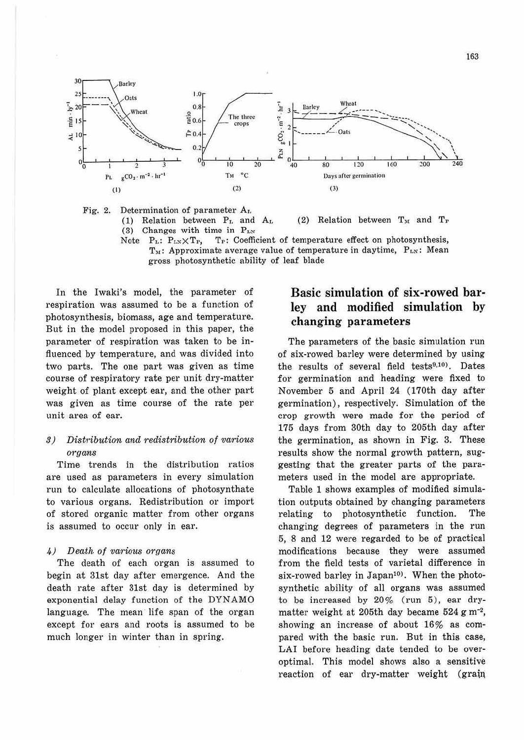Fig. 2. Determination of parameter $A_L$
(1) Relation between $P_L$ and $A_L$ (2) Relation between $T_M$ and $T_P$
(3) Changes with time in $P_{LN}$
Note $P_L$: $P_{LN} \times T_P$, $T_P$: Coefficient of temperature effect on photosynthesis, $T_M$: Approximate average value of temperature in daytime, $P_{LN}$: Mean gross photosynthetic ability of leaf blade

In the Iwaki's model, the parameter of respiration was assumed to be a function of photosynthesis, biomass, age and temperature. But in the model proposed in this paper, the parameter of respiration was taken to be influenced by temperature, and was divided into two parts. The one part was given as time course of respiratory rate per unit dry-matter weight of plant except ear, and the other part was given as time course of the rate per unit area of ear.

*3) Distribution and redistribution of various organs*

Time trends in the distribution ratios are used as parameters in every simulation run to calculate allocations of photosynthate to various organs. Redistribution or import of stored organic matter from other organs is assumed to occur only in ear.

*4) Death of various organs*

The death of each organ is assumed to begin at 31st day after emergence. And the death rate after 31st day is determined by exponential delay function of the DYNAMO language. The mean life span of the organ except for ears and roots is assumed to be much longer in winter than in spring.

## Basic simulation of six-rowed barley and modified simulation by changing parameters

The parameters of the basic simulation run of six-rowed barley were determined by using the results of several field tests[9,10]. Dates for germination and heading were fixed to November 5 and April 24 (170th day after germination), respectively. Simulation of the crop growth were made for the period of 175 days from 30th day to 205th day after the germination, as shown in Fig. 3. These results show the normal growth pattern, suggesting that the greater parts of the parameters used in the model are appropriate.

Table 1 shows examples of modified simulation outputs obtained by changing parameters relating to photosynthetic function. The changing degrees of parameters in the run 5, 8 and 12 were regarded to be of practical modifications because they were assumed from the field tests of varietal difference in six-rowed barley in Japan[10]. When the photosynthetic ability of all organs was assumed to be increased by 20% (run 5), ear dry-matter weight at 205th day became 524 g $m^{-2}$, showing an increase of about 16% as compared with the basic run. But in this case, LAI before heading date tended to be over-optimal. This model shows also a sensitive reaction of ear dry-matter weight (grain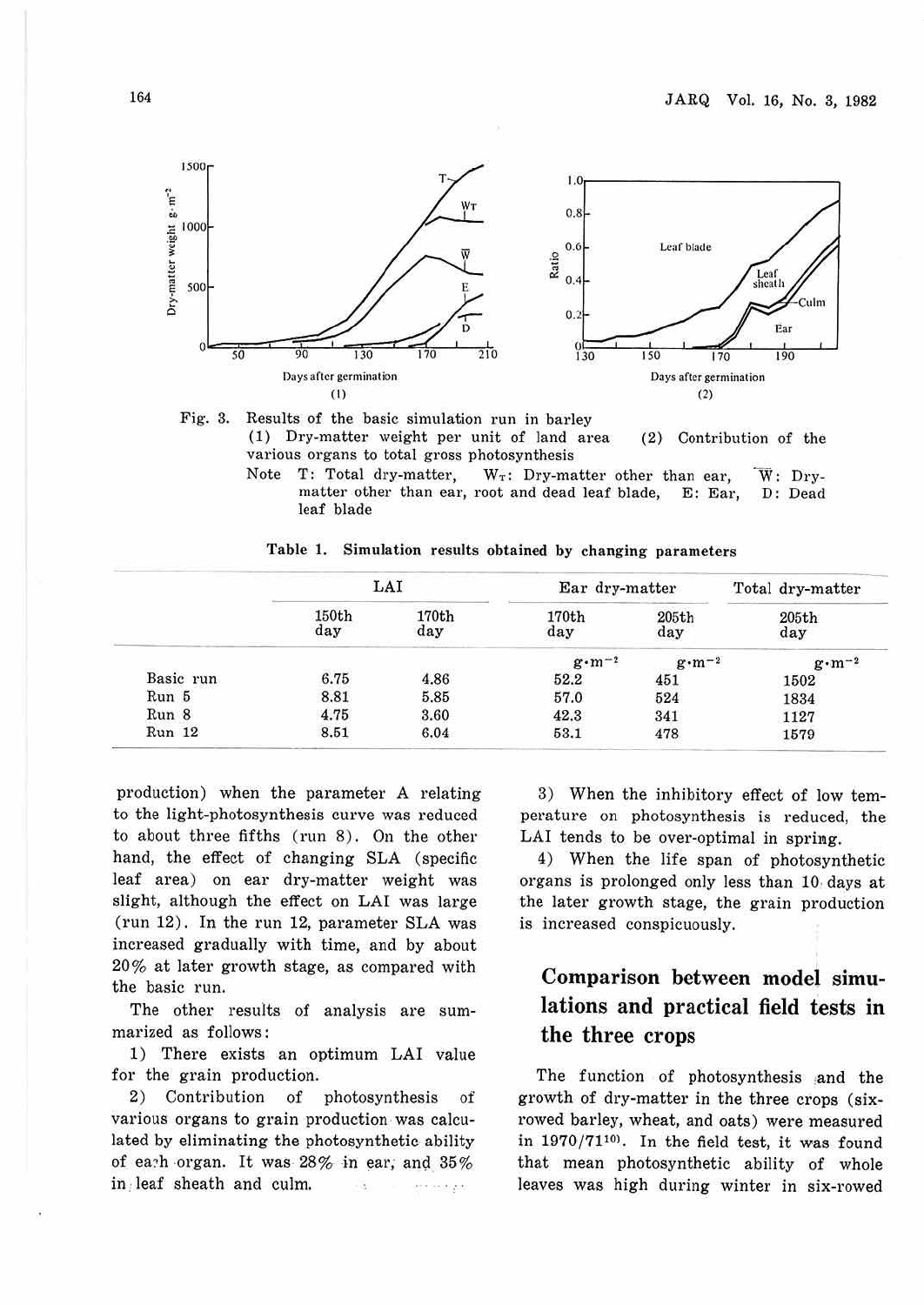Fig. 3. Results of the basic simulation run in barley
(1) Dry-matter weight per unit of land area (2) Contribution of the various organs to total gross photosynthesis
Note T: Total dry-matter, $W_T$: Dry-matter other than ear, $\bar{W}$: Dry-matter other than ear, root and dead leaf blade, E: Ear, D: Dead leaf blade

Table 1. Simulation results obtained by changing parameters

| | LAI | | Ear dry-matter | | Total dry-matter |
|---|---|---|---|---|---|
| | 150th day | 170th day | 170th day | 205th day | 205th day |
| | | | $g \cdot m^{-2}$ | $g \cdot m^{-2}$ | $g \cdot m^{-2}$ |
| Basic run | 6.75 | 4.86 | 52.2 | 451 | 1502 |
| Run 5 | 8.81 | 5.85 | 57.0 | 524 | 1834 |
| Run 8 | 4.75 | 3.60 | 42.3 | 341 | 1127 |
| Run 12 | 8.51 | 6.04 | 53.1 | 478 | 1579 |

production) when the parameter A relating to the light-photosynthesis curve was reduced to about three fifths (run 8). On the other hand, the effect of changing SLA (specific leaf area) on ear dry-matter weight was slight, although the effect on LAI was large (run 12). In the run 12, parameter SLA was increased gradually with time, and by about 20% at later growth stage, as compared with the basic run.

The other results of analysis are summarized as follows:

1) There exists an optimum LAI value for the grain production.

2) Contribution of photosynthesis of various organs to grain production was calculated by eliminating the photosynthetic ability of each organ. It was 28% in ear, and 35% in leaf sheath and culm.

3) When the inhibitory effect of low temperature on photosynthesis is reduced, the LAI tends to be over-optimal in spring.

4) When the life span of photosynthetic organs is prolonged only less than 10 days at the later growth stage, the grain production is increased conspicuously.

## Comparison between model simulations and practical field tests in the three crops

The function of photosynthesis and the growth of dry-matter in the three crops (six-rowed barley, wheat, and oats) were measured in 1970/71[10]. In the field test, it was found that mean photosynthetic ability of whole leaves was high during winter in six-rowed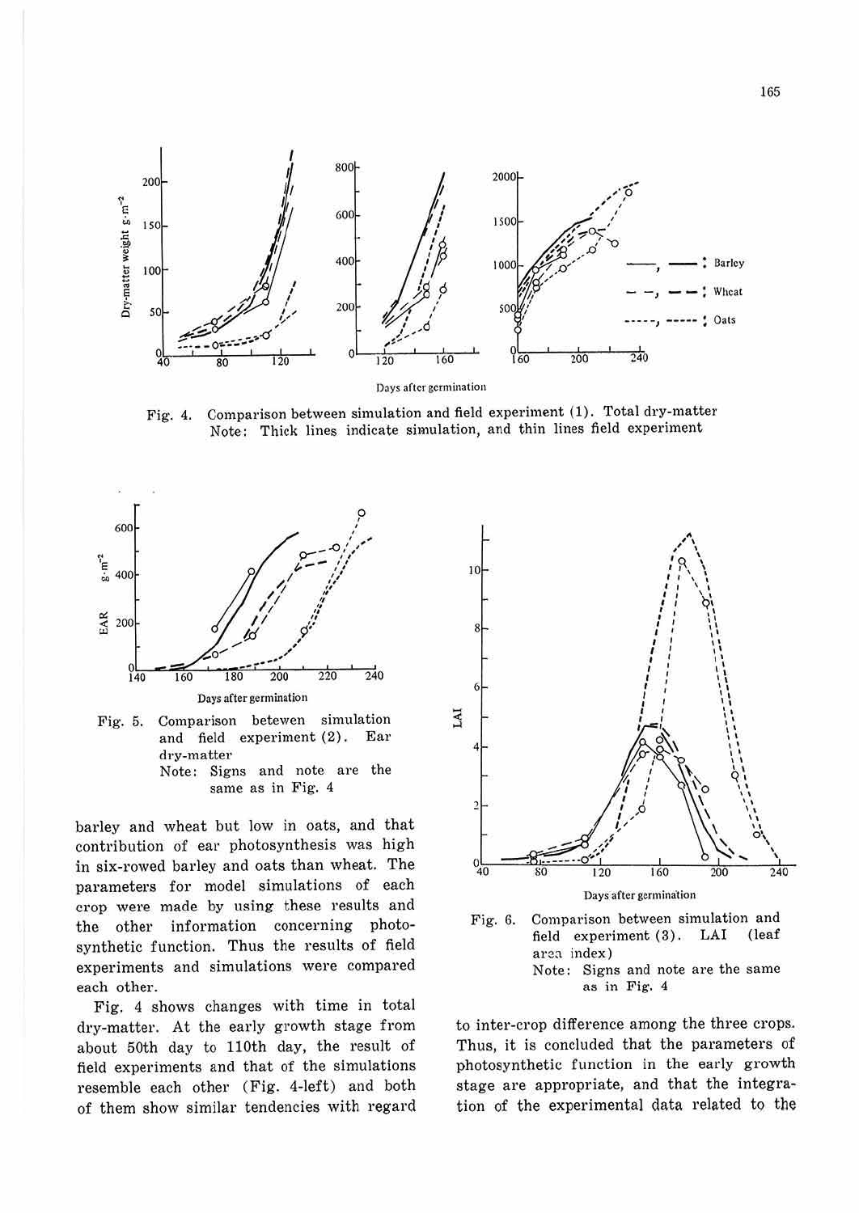Fig. 4. Comparison between simulation and field experiment (1). Total dry-matter
Note: Thick lines indicate simulation, and thin lines field experiment

Fig. 5. Comparison betewen simulation and field experiment (2). Ear dry-matter
Note: Signs and note are the same as in Fig. 4

Fig. 6. Comparison between simulation and field experiment (3). LAI (leaf area index)
Note: Signs and note are the same as in Fig. 4

barley and wheat but low in oats, and that contribution of ear photosynthesis was high in six-rowed barley and oats than wheat. The parameters for model simulations of each crop were made by using these results and the other information concerning photosynthetic function. Thus the results of field experiments and simulations were compared each other.

Fig. 4 shows changes with time in total dry-matter. At the early growth stage from about 50th day to 110th day, the result of field experiments and that of the simulations resemble each other (Fig. 4-left) and both of them show similar tendencies with regard to inter-crop difference among the three crops. Thus, it is concluded that the parameters of photosynthetic function in the early growth stage are appropriate, and that the integration of the experimental data related to the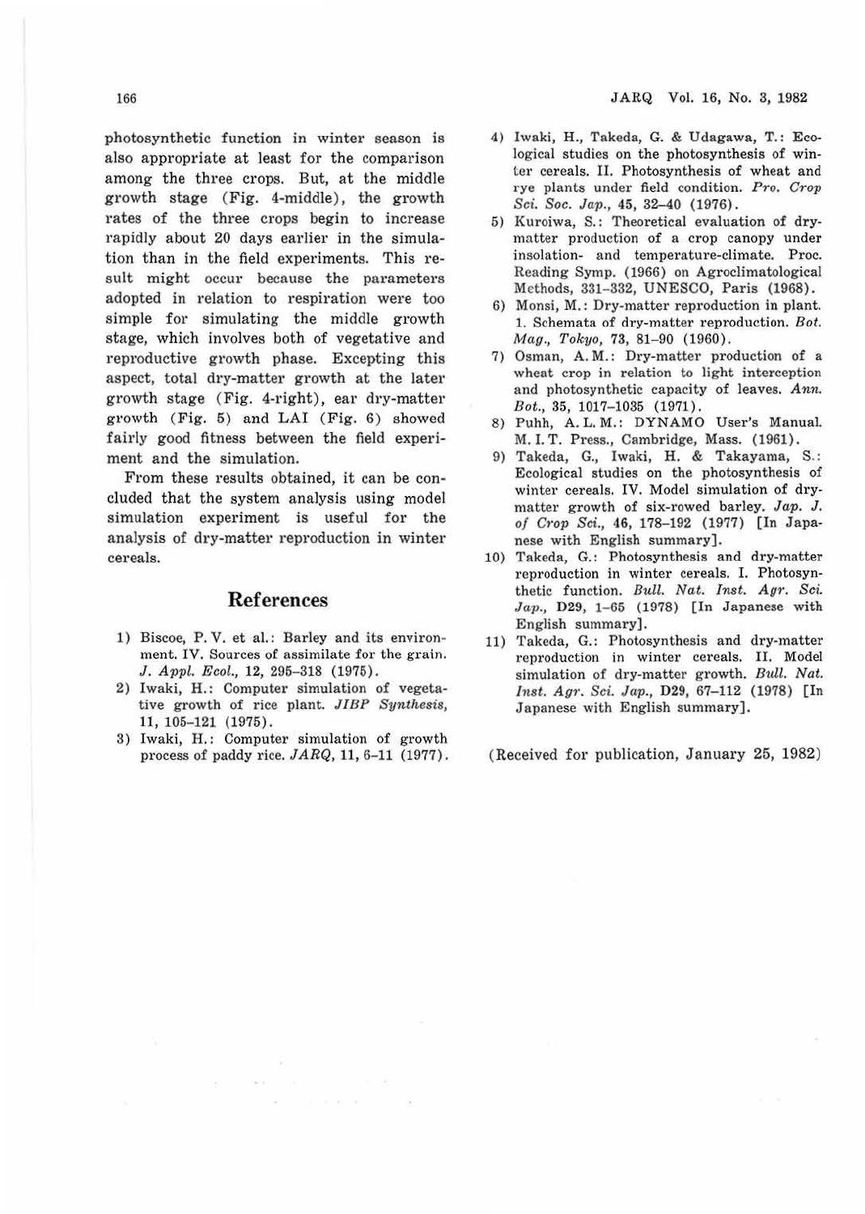photosynthetic function in winter season is also appropriate at least for the comparison among the three crops. But, at the middle growth stage (Fig. 4-middle), the growth rates of the three crops begin to increase rapidly about 20 days earlier in the simulation than in the field experiments. This result might occur because the parameters adopted in relation to respiration were too simple for simulating the middle growth stage, which involves both of vegetative and reproductive growth phase. Excepting this aspect, total dry-matter growth at the later growth stage (Fig. 4-right), ear dry-matter growth (Fig. 5) and LAI (Fig. 6) showed fairly good fitness between the field experiment and the simulation.

From these results obtained, it can be concluded that the system analysis using model simulation experiment is useful for the analysis of dry-matter reproduction in winter cereals.

## References

1) Biscoe, P. V. et al.: Barley and its environment. IV. Sources of assimilate for the grain. *J. Appl. Ecol.*, 12, 295–318 (1975).
2) Iwaki, H.: Computer simulation of vegetative growth of rice plant. *JIBP Synthesis*, 11, 105–121 (1975).
3) Iwaki, H.: Computer simulation of growth process of paddy rice. *JARQ*, 11, 6–11 (1977).
4) Iwaki, H., Takeda, G. & Udagawa, T.: Ecological studies on the photosynthesis of winter cereals. II. Photosynthesis of wheat and rye plants under field condition. *Pro. Crop Sci. Soc. Jap.*, 45, 32–40 (1976).
5) Kuroiwa, S.: Theoretical evaluation of dry-matter production of a crop canopy under insolation- and temperature-climate. Proc. Reading Symp. (1966) on Agroclimatological Methods, 331–332, UNESCO, Paris (1968).
6) Monsi, M.: Dry-matter reproduction in plant. 1. Schemata of dry-matter reproduction. *Bot. Mag., Tokyo*, 73, 81–90 (1960).
7) Osman, A. M.: Dry-matter production of a wheat crop in relation to light interception and photosynthetic capacity of leaves. *Ann. Bot.*, 35, 1017–1035 (1971).
8) Puhh, A. L. M.: DYNAMO User's Manual. M. I. T. Press., Cambridge, Mass. (1961).
9) Takeda, G., Iwaki, H. & Takayama, S.: Ecological studies on the photosynthesis of winter cereals. IV. Model simulation of dry-matter growth of six-rowed barley. *Jap. J. of Crop Sci.*, 46, 178–192 (1977) [In Japanese with English summary].
10) Takeda, G.: Photosynthesis and dry-matter reproduction in winter cereals. I. Photosynthetic function. *Bull. Nat. Inst. Agr. Sci. Jap.*, D29, 1–65 (1978) [In Japanese with English summary].
11) Takeda, G.: Photosynthesis and dry-matter reproduction in winter cereals. II. Model simulation of dry-matter growth. *Bull. Nat. Inst. Agr. Sci. Jap.*, D29, 67–112 (1978) [In Japanese with English summary].

(Received for publication, January 25, 1982)